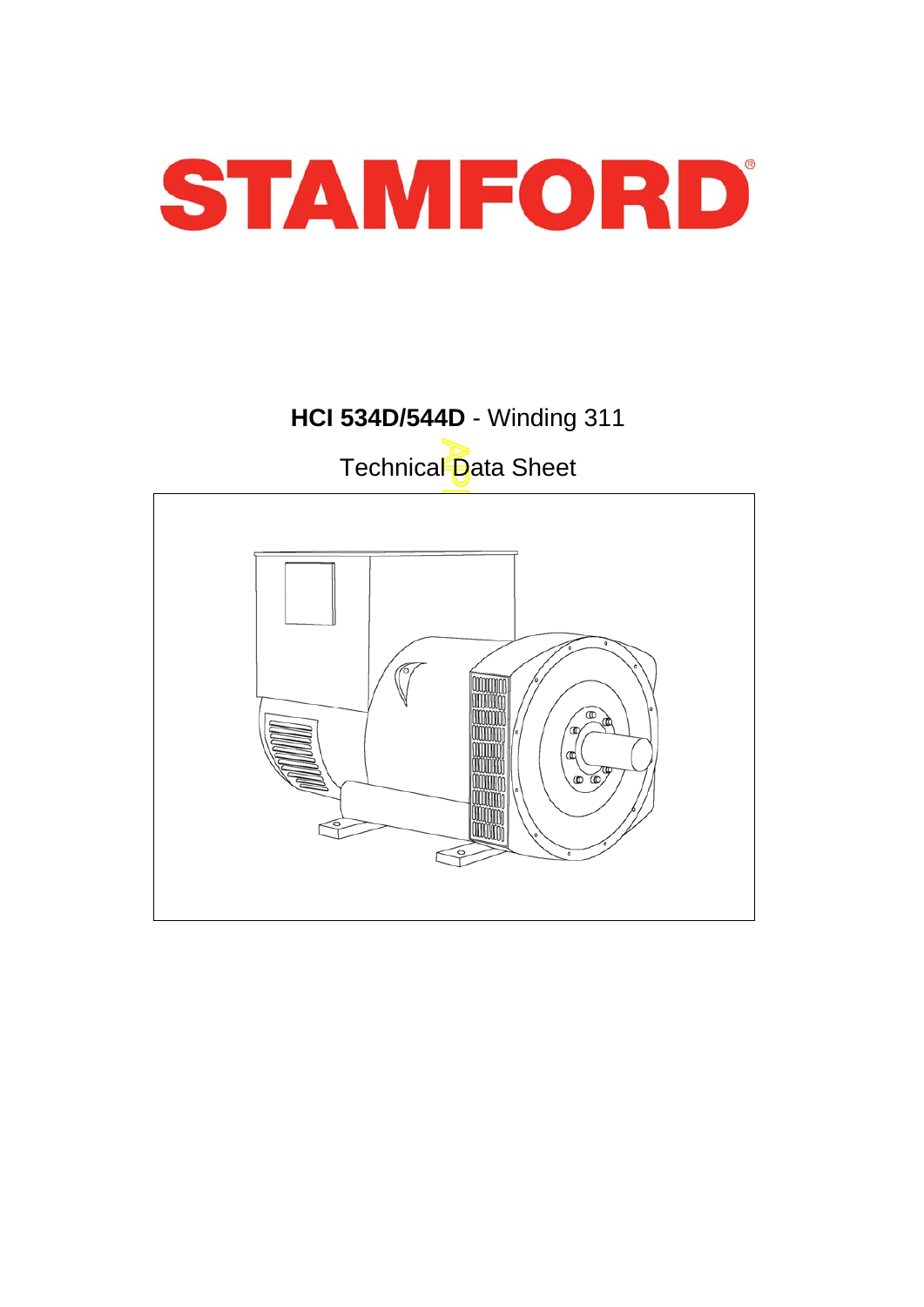# STAMFORD

## **HCI 534D/544D** - Winding 311

Technical Data Sheet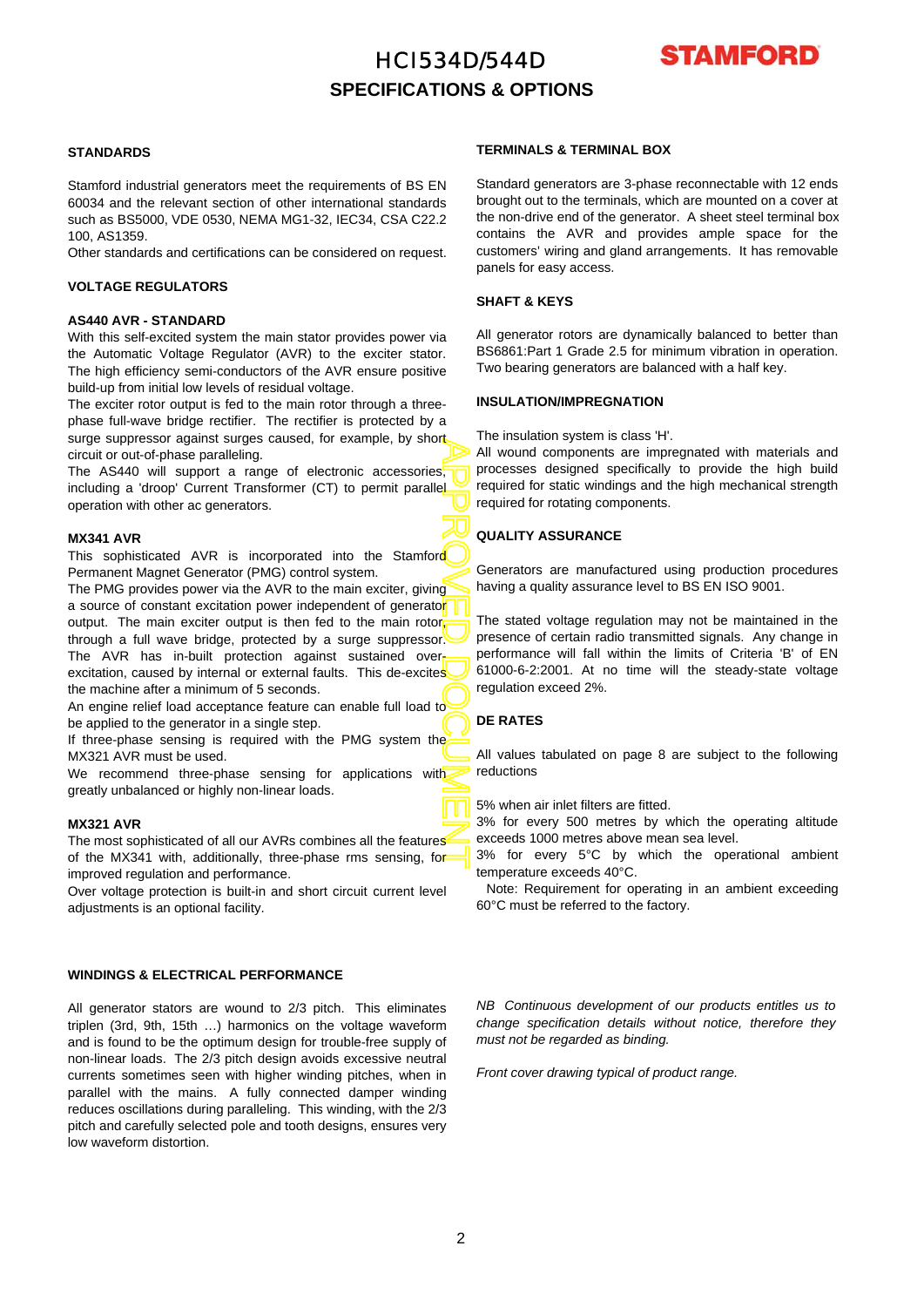# HCI534D/544D

## SPECIFICATIONS & OPTIONS

### STANDARDS

Stamford industrial generators meet the requirements of BS EN 60034 and the relevant section of other international standards such as BS5000, VDE 0530, NEMA MG1-32, IEC34, CSA C22.2 100, AS1359.

Other standards and certifications can be considered on request.

### VOLTAGE REGULATORS

#### AS440 AVR - STANDARD

With this self-excited system the main stator provides power via the Automatic Voltage Regulator (AVR) to the exciter stator. The high efficiency semi-conductors of the AVR ensure positive build-up from initial low levels of residual voltage.

The exciter rotor output is fed to the main rotor through a three-phase full-wave bridge rectifier. The rectifier is protected by a surge suppressor against surges caused, for example, by short circuit or out-of-phase paralleling.

The AS440 will support a range of electronic accessories, including a 'droop' Current Transformer (CT) to permit parallel operation with other ac generators.

#### MX341 AVR

This sophisticated AVR is incorporated into the Stamford Permanent Magnet Generator (PMG) control system.

The PMG provides power via the AVR to the main exciter, giving a source of constant excitation power independent of generator output. The main exciter output is then fed to the main rotor, through a full wave bridge, protected by a surge suppressor. The AVR has in-built protection against sustained over-excitation, caused by internal or external faults. This de-excites the machine after a minimum of 5 seconds.

An engine relief load acceptance feature can enable full load to be applied to the generator in a single step.

If three-phase sensing is required with the PMG system the MX321 AVR must be used.

We recommend three-phase sensing for applications with greatly unbalanced or highly non-linear loads.

#### MX321 AVR

The most sophisticated of all our AVRs combines all the features of the MX341 with, additionally, three-phase rms sensing, for improved regulation and performance.

Over voltage protection is built-in and short circuit current level adjustments is an optional facility.

### WINDINGS & ELECTRICAL PERFORMANCE

All generator stators are wound to 2/3 pitch. This eliminates triplen (3rd, 9th, 15th …) harmonics on the voltage waveform and is found to be the optimum design for trouble-free supply of non-linear loads. The 2/3 pitch design avoids excessive neutral currents sometimes seen with higher winding pitches, when in parallel with the mains. A fully connected damper winding reduces oscillations during paralleling. This winding, with the 2/3 pitch and carefully selected pole and tooth designs, ensures very low waveform distortion.

### TERMINALS & TERMINAL BOX

Standard generators are 3-phase reconnectable with 12 ends brought out to the terminals, which are mounted on a cover at the non-drive end of the generator. A sheet steel terminal box contains the AVR and provides ample space for the customers' wiring and gland arrangements. It has removable panels for easy access.

### SHAFT & KEYS

All generator rotors are dynamically balanced to better than BS6861:Part 1 Grade 2.5 for minimum vibration in operation. Two bearing generators are balanced with a half key.

### INSULATION/IMPREGNATION

The insulation system is class 'H'.

All wound components are impregnated with materials and processes designed specifically to provide the high build required for static windings and the high mechanical strength required for rotating components.

### QUALITY ASSURANCE

Generators are manufactured using production procedures having a quality assurance level to BS EN ISO 9001.

The stated voltage regulation may not be maintained in the presence of certain radio transmitted signals. Any change in performance will fall within the limits of Criteria 'B' of EN 61000-6-2:2001. At no time will the steady-state voltage regulation exceed 2%.

### DE RATES

All values tabulated on page 8 are subject to the following reductions

5% when air inlet filters are fitted.

3% for every 500 metres by which the operating altitude exceeds 1000 metres above mean sea level.

3% for every 5°C by which the operational ambient temperature exceeds 40°C.

Note: Requirement for operating in an ambient exceeding 60°C must be referred to the factory.

*NB Continuous development of our products entitles us to change specification details without notice, therefore they must not be regarded as binding.*

*Front cover drawing typical of product range.*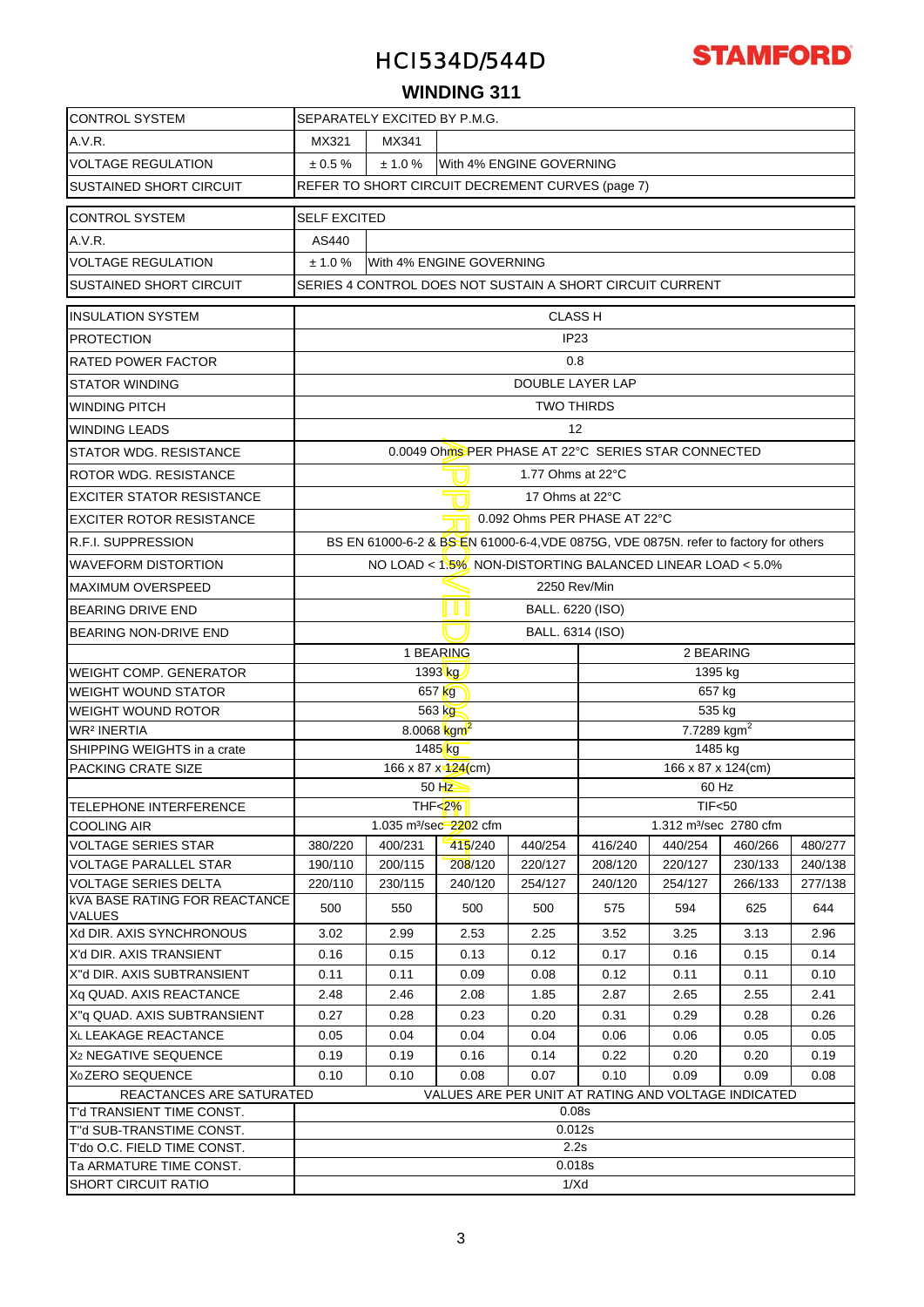# HCI534D/544D

## WINDING 311

| | | | | | | | | |
|---|---|---|---|---|---|---|---|---|
| CONTROL SYSTEM | SEPARATELY EXCITED BY P.M.G. | | | | | | | |
| A.V.R. | MX321 | MX341 | | | | | | |
| VOLTAGE REGULATION | ± 0.5 % | ± 1.0 % | With 4% ENGINE GOVERNING | | | | | |
| SUSTAINED SHORT CIRCUIT | REFER TO SHORT CIRCUIT DECREMENT CURVES (page 7) | | | | | | | |
| CONTROL SYSTEM | SELF EXCITED | | | | | | | |
| A.V.R. | AS440 | | | | | | | |
| VOLTAGE REGULATION | ± 1.0 % | With 4% ENGINE GOVERNING | | | | | | |
| SUSTAINED SHORT CIRCUIT | SERIES 4 CONTROL DOES NOT SUSTAIN A SHORT CIRCUIT CURRENT | | | | | | | |
| INSULATION SYSTEM | CLASS H | | | | | | | |
| PROTECTION | IP23 | | | | | | | |
| RATED POWER FACTOR | 0.8 | | | | | | | |
| STATOR WINDING | DOUBLE LAYER LAP | | | | | | | |
| WINDING PITCH | TWO THIRDS | | | | | | | |
| WINDING LEADS | 12 | | | | | | | |
| STATOR WDG. RESISTANCE | 0.0049 Ohms PER PHASE AT 22°C SERIES STAR CONNECTED | | | | | | | |
| ROTOR WDG. RESISTANCE | 1.77 Ohms at 22°C | | | | | | | |
| EXCITER STATOR RESISTANCE | 17 Ohms at 22°C | | | | | | | |
| EXCITER ROTOR RESISTANCE | 0.092 Ohms PER PHASE AT 22°C | | | | | | | |
| R.F.I. SUPPRESSION | BS EN 61000-6-2 & BS EN 61000-6-4,VDE 0875G, VDE 0875N. refer to factory for others | | | | | | | |
| WAVEFORM DISTORTION | NO LOAD < 1.5% NON-DISTORTING BALANCED LINEAR LOAD < 5.0% | | | | | | | |
| MAXIMUM OVERSPEED | 2250 Rev/Min | | | | | | | |
| BEARING DRIVE END | BALL. 6220 (ISO) | | | | | | | |
| BEARING NON-DRIVE END | BALL. 6314 (ISO) | | | | | | | |
| | 1 BEARING | | | | 2 BEARING | | | |
| WEIGHT COMP. GENERATOR | 1393 kg | | | | 1395 kg | | | |
| WEIGHT WOUND STATOR | 657 kg | | | | 657 kg | | | |
| WEIGHT WOUND ROTOR | 563 kg | | | | 535 kg | | | |
| WR² INERTIA | 8.0068 $kgm^2$ | | | | 7.7289 $kgm^2$ | | | |
| SHIPPING WEIGHTS in a crate | 1485 kg | | | | 1485 kg | | | |
| PACKING CRATE SIZE | 166 x 87 x 124(cm) | | | | 166 x 87 x 124(cm) | | | |
| | 50 Hz | | | | 60 Hz | | | |
| TELEPHONE INTERFERENCE | THF<2% | | | | TIF<50 | | | |
| COOLING AIR | 1.035 $m^3$/sec 2202 cfm | | | | 1.312 $m^3$/sec 2780 cfm | | | |
| VOLTAGE SERIES STAR | 380/220 | 400/231 | 415/240 | 440/254 | 416/240 | 440/254 | 460/266 | 480/277 |
| VOLTAGE PARALLEL STAR | 190/110 | 200/115 | 208/120 | 220/127 | 208/120 | 220/127 | 230/133 | 240/138 |
| VOLTAGE SERIES DELTA | 220/110 | 230/115 | 240/120 | 254/127 | 240/120 | 254/127 | 266/133 | 277/138 |
| kVA BASE RATING FOR REACTANCE VALUES | 500 | 550 | 500 | 500 | 575 | 594 | 625 | 644 |
| Xd DIR. AXIS SYNCHRONOUS | 3.02 | 2.99 | 2.53 | 2.25 | 3.52 | 3.25 | 3.13 | 2.96 |
| X'd DIR. AXIS TRANSIENT | 0.16 | 0.15 | 0.13 | 0.12 | 0.17 | 0.16 | 0.15 | 0.14 |
| X''d DIR. AXIS SUBTRANSIENT | 0.11 | 0.11 | 0.09 | 0.08 | 0.12 | 0.11 | 0.11 | 0.10 |
| Xq QUAD. AXIS REACTANCE | 2.48 | 2.46 | 2.08 | 1.85 | 2.87 | 2.65 | 2.55 | 2.41 |
| X''q QUAD. AXIS SUBTRANSIENT | 0.27 | 0.28 | 0.23 | 0.20 | 0.31 | 0.29 | 0.28 | 0.26 |
| $X_L$ LEAKAGE REACTANCE | 0.05 | 0.04 | 0.04 | 0.04 | 0.06 | 0.06 | 0.05 | 0.05 |
| $X_2$ NEGATIVE SEQUENCE | 0.19 | 0.19 | 0.16 | 0.14 | 0.22 | 0.20 | 0.20 | 0.19 |
| $X_0$ ZERO SEQUENCE | 0.10 | 0.10 | 0.08 | 0.07 | 0.10 | 0.09 | 0.09 | 0.08 |
| REACTANCES ARE SATURATED | VALUES ARE PER UNIT AT RATING AND VOLTAGE INDICATED | | | | | | | |
| T'd TRANSIENT TIME CONST. | 0.08s | | | | | | | |
| T''d SUB-TRANSTIME CONST. | 0.012s | | | | | | | |
| T'do O.C. FIELD TIME CONST. | 2.2s | | | | | | | |
| Ta ARMATURE TIME CONST. | 0.018s | | | | | | | |
| SHORT CIRCUIT RATIO | 1/Xd | | | | | | | |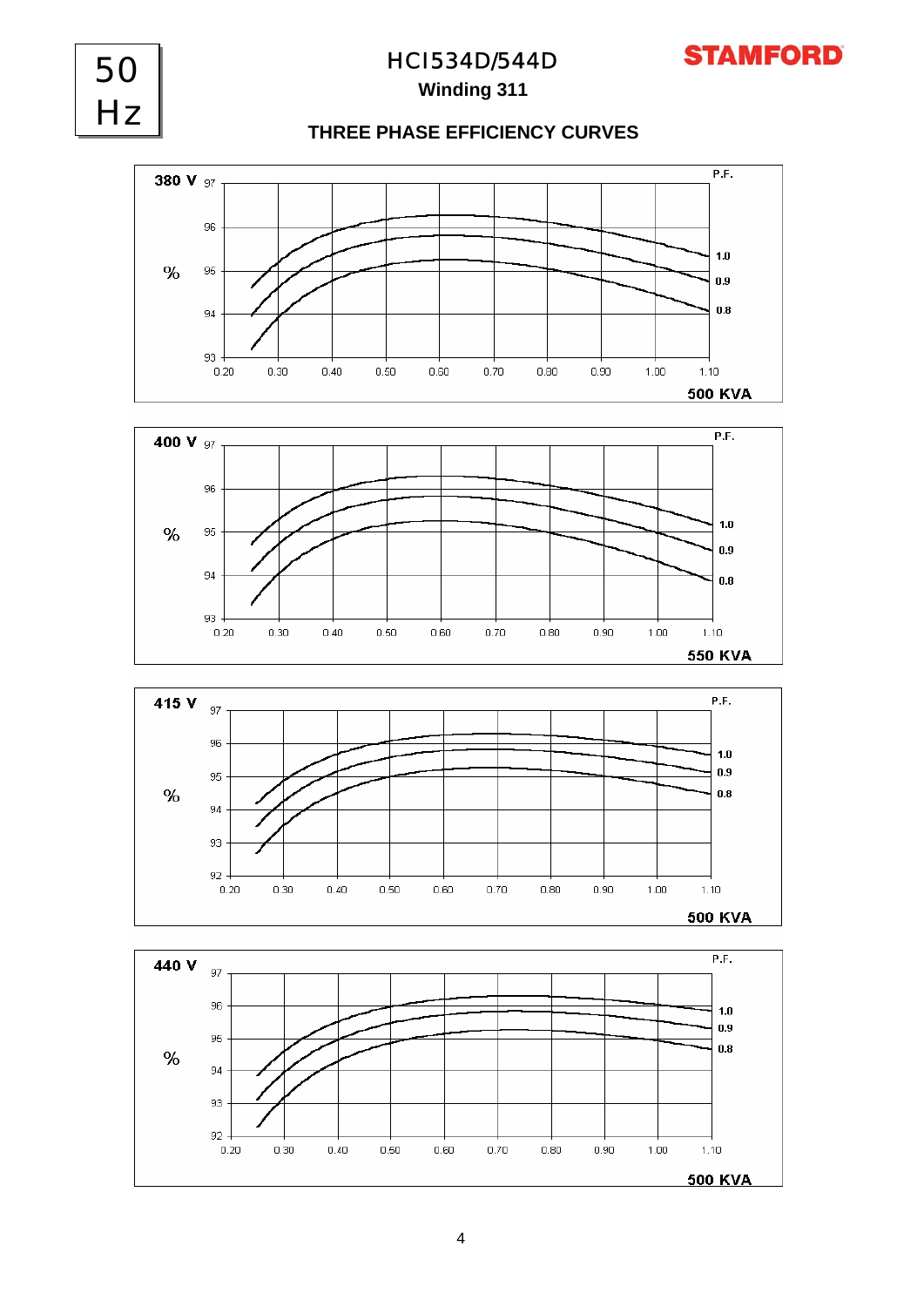50 Hz

# HCI534D/544D

**Winding 311**

**STAMFORD**

## THREE PHASE EFFICIENCY CURVES

**380 V**

%

97, 96, 95, 94, 93

0.20 0.30 0.40 0.50 0.60 0.70 0.80 0.90 1.00 1.10

P.F.

1.0
0.9
0.8

**500 KVA**

**400 V**

%

97, 96, 95, 94, 93

0.20 0.30 0.40 0.50 0.60 0.70 0.80 0.90 1.00 1.10

P.F.

1.0
0.9
0.8

**550 KVA**

**415 V**

%

97, 96, 95, 94, 93, 92

0.20 0.30 0.40 0.50 0.60 0.70 0.80 0.90 1.00 1.10

P.F.

1.0
0.9
0.8

**500 KVA**

**440 V**

%

97, 96, 95, 94, 93, 92

0.20 0.30 0.40 0.50 0.60 0.70 0.80 0.90 1.00 1.10

P.F.

1.0
0.9
0.8

**500 KVA**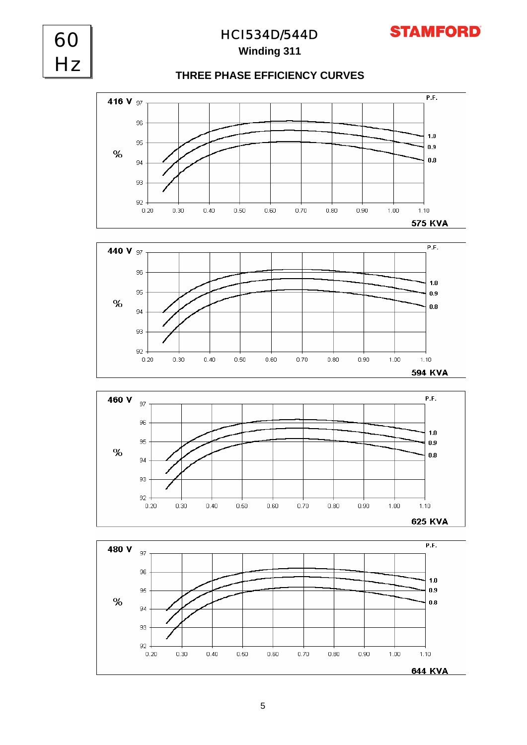60 Hz

# HCI534D/544D

## Winding 311

### THREE PHASE EFFICIENCY CURVES

**416 V**

% (92–97) vs. 0.20–1.10; P.F. curves: 1.0, 0.9, 0.8

**575 KVA**

**440 V**

% (92–97) vs. 0.20–1.10; P.F. curves: 1.0, 0.9, 0.8

**594 KVA**

**460 V**

% (92–97) vs. 0.20–1.10; P.F. curves: 1.0, 0.9, 0.8

**625 KVA**

**480 V**

% (92–97) vs. 0.20–1.10; P.F. curves: 1.0, 0.9, 0.8

**644 KVA**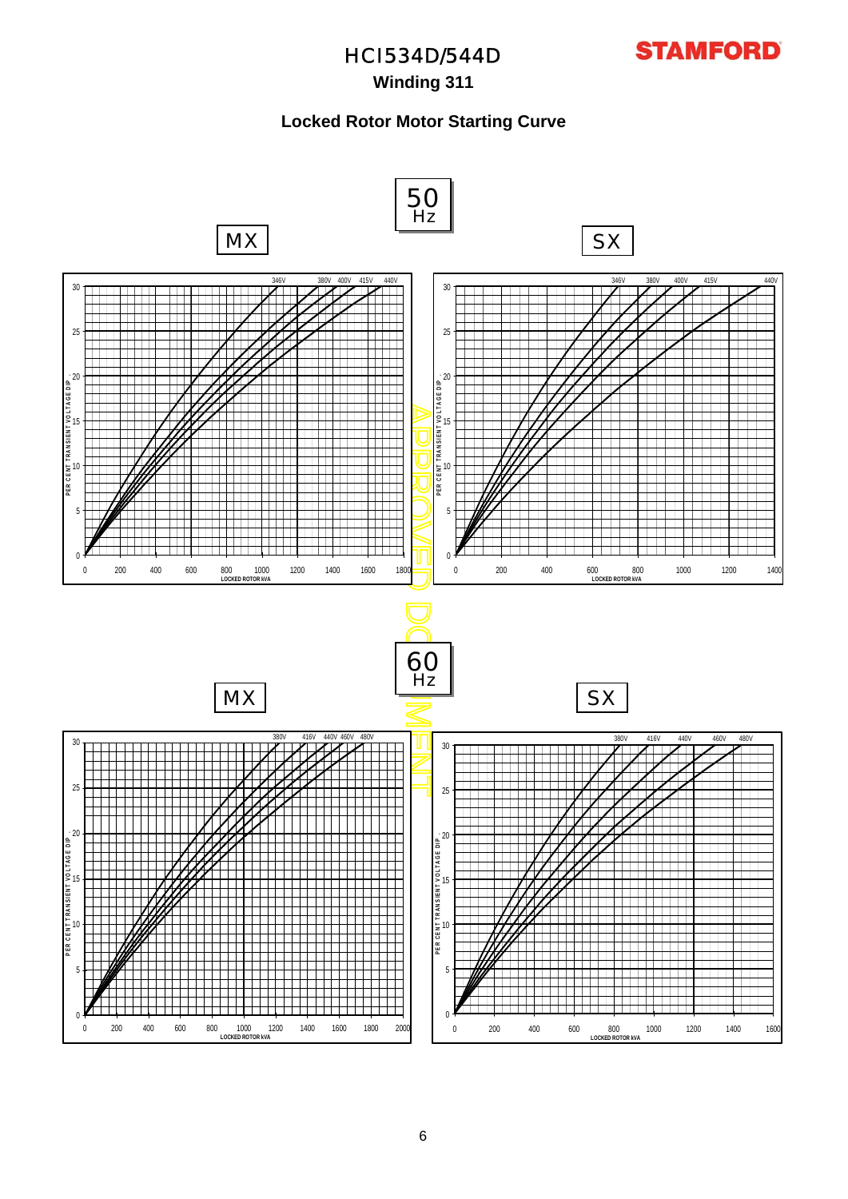# HCI534D/544D

## Winding 311

### Locked Rotor Motor Starting Curve

**50 Hz**

**MX**

346V 380V 400V 415V 440V

PER CENT TRANSIENT VOLTAGE DIP

LOCKED ROTOR kVA

**SX**

346V 380V 400V 415V 440V

PER CENT TRANSIENT VOLTAGE DIP

LOCKED ROTOR kVA

**60 Hz**

**MX**

380V 416V 440V 460V 480V

PER CENT TRANSIENT VOLTAGE DIP

LOCKED ROTOR kVA

**SX**

380V 416V 440V 460V 480V

PER CENT TRANSIENT VOLTAGE DIP

LOCKED ROTOR kVA

APPROVED DOCUMENT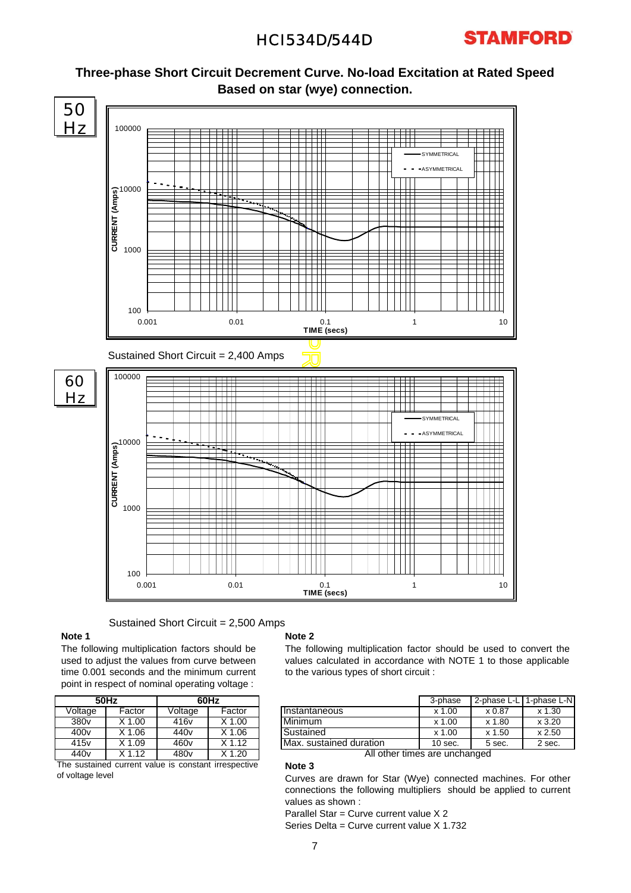## Three-phase Short Circuit Decrement Curve. No-load Excitation at Rated Speed
## Based on star (wye) connection.

50 Hz

Sustained Short Circuit = 2,400 Amps

60 Hz

Sustained Short Circuit = 2,500 Amps

**Note 1**

The following multiplication factors should be used to adjust the values from curve between time 0.001 seconds and the minimum current point in respect of nominal operating voltage :

| 50Hz | | 60Hz | |
|---|---|---|---|
| Voltage | Factor | Voltage | Factor |
| 380v | X 1.00 | 416v | X 1.00 |
| 400v | X 1.06 | 440v | X 1.06 |
| 415v | X 1.09 | 460v | X 1.12 |
| 440v | X 1.12 | 480v | X 1.20 |

The sustained current value is constant irrespective of voltage level

**Note 2**

The following multiplication factor should be used to convert the values calculated in accordance with NOTE 1 to those applicable to the various types of short circuit :

| | 3-phase | 2-phase L-L | 1-phase L-N |
|---|---|---|---|
| Instantaneous | x 1.00 | x 0.87 | x 1.30 |
| Minimum | x 1.00 | x 1.80 | x 3.20 |
| Sustained | x 1.00 | x 1.50 | x 2.50 |
| Max. sustained duration | 10 sec. | 5 sec. | 2 sec. |

All other times are unchanged

**Note 3**

Curves are drawn for Star (Wye) connected machines. For other connections the following multipliers should be applied to current values as shown :

Parallel Star = Curve current value X 2

Series Delta = Curve current value X 1.732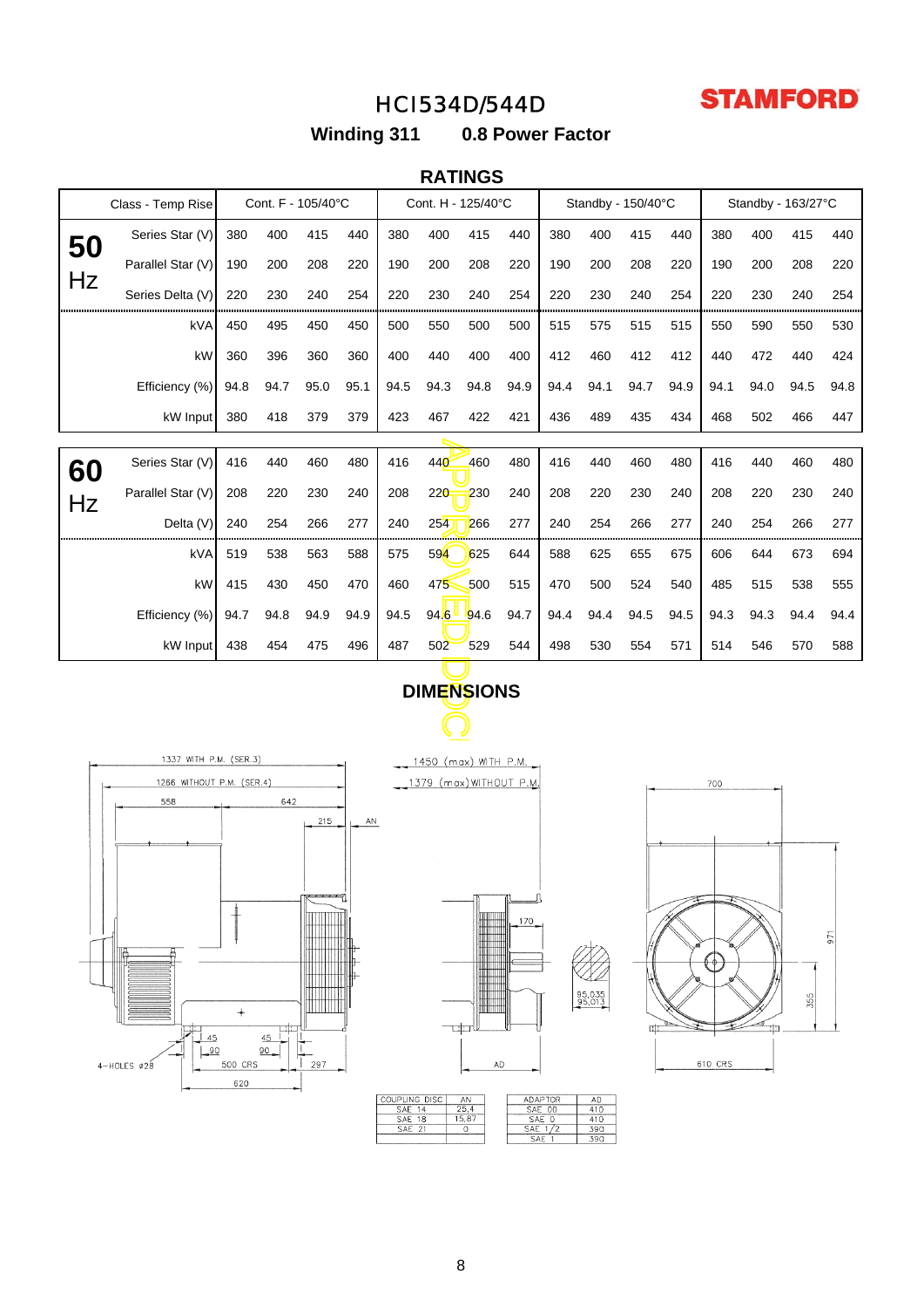# HCI534D/544D

**STAMFORD**

**Winding 311 0.8 Power Factor**

## RATINGS

| | Class - Temp Rise | Cont. F - 105/40°C | | | | Cont. H - 125/40°C | | | | Standby - 150/40°C | | | | Standby - 163/27°C | | | |
|---|---|---|---|---|---|---|---|---|---|---|---|---|---|---|---|---|---|
| **50 Hz** | Series Star (V) | 380 | 400 | 415 | 440 | 380 | 400 | 415 | 440 | 380 | 400 | 415 | 440 | 380 | 400 | 415 | 440 |
| | Parallel Star (V) | 190 | 200 | 208 | 220 | 190 | 200 | 208 | 220 | 190 | 200 | 208 | 220 | 190 | 200 | 208 | 220 |
| | Series Delta (V) | 220 | 230 | 240 | 254 | 220 | 230 | 240 | 254 | 220 | 230 | 240 | 254 | 220 | 230 | 240 | 254 |
| | kVA | 450 | 495 | 450 | 450 | 500 | 550 | 500 | 500 | 515 | 575 | 515 | 515 | 550 | 590 | 550 | 530 |
| | kW | 360 | 396 | 360 | 360 | 400 | 440 | 400 | 400 | 412 | 460 | 412 | 412 | 440 | 472 | 440 | 424 |
| | Efficiency (%) | 94.8 | 94.7 | 95.0 | 95.1 | 94.5 | 94.3 | 94.8 | 94.9 | 94.4 | 94.1 | 94.7 | 94.9 | 94.1 | 94.0 | 94.5 | 94.8 |
| | kW Input | 380 | 418 | 379 | 379 | 423 | 467 | 422 | 421 | 436 | 489 | 435 | 434 | 468 | 502 | 466 | 447 |
| **60 Hz** | Series Star (V) | 416 | 440 | 460 | 480 | 416 | 440 | 460 | 480 | 416 | 440 | 460 | 480 | 416 | 440 | 460 | 480 |
| | Parallel Star (V) | 208 | 220 | 230 | 240 | 208 | 220 | 230 | 240 | 208 | 220 | 230 | 240 | 208 | 220 | 230 | 240 |
| | Delta (V) | 240 | 254 | 266 | 277 | 240 | 254 | 266 | 277 | 240 | 254 | 266 | 277 | 240 | 254 | 266 | 277 |
| | kVA | 519 | 538 | 563 | 588 | 575 | 594 | 625 | 644 | 588 | 625 | 655 | 675 | 606 | 644 | 673 | 694 |
| | kW | 415 | 430 | 450 | 470 | 460 | 475 | 500 | 515 | 470 | 500 | 524 | 540 | 485 | 515 | 538 | 555 |
| | Efficiency (%) | 94.7 | 94.8 | 94.9 | 94.9 | 94.5 | 94.6 | 94.6 | 94.7 | 94.4 | 94.4 | 94.5 | 94.5 | 94.3 | 94.3 | 94.4 | 94.4 |
| | kW Input | 438 | 454 | 475 | 496 | 487 | 502 | 529 | 544 | 498 | 530 | 554 | 571 | 514 | 546 | 570 | 588 |

APPROVED DOC

## DIMENSIONS

1337 WITH P.M. (SER.3)
1266 WITHOUT P.M. (SER.4)
558 642 215 AN
45 45 90 90 500 CRS 297 620
4-HOLES Ø28

1450 (max) WITH P.M.
1379 (max) WITHOUT P.M.
170 95,035 95,013 AD

700 971 355 610 CRS

| COUPLING DISC | AN |
|---|---|
| SAE 14 | 25,4 |
| SAE 18 | 15,87 |
| SAE 21 | 0 |

| ADAPTOR | AD |
|---|---|
| SAE 00 | 410 |
| SAE 0 | 410 |
| SAE 1/2 | 390 |
| SAE 1 | 390 |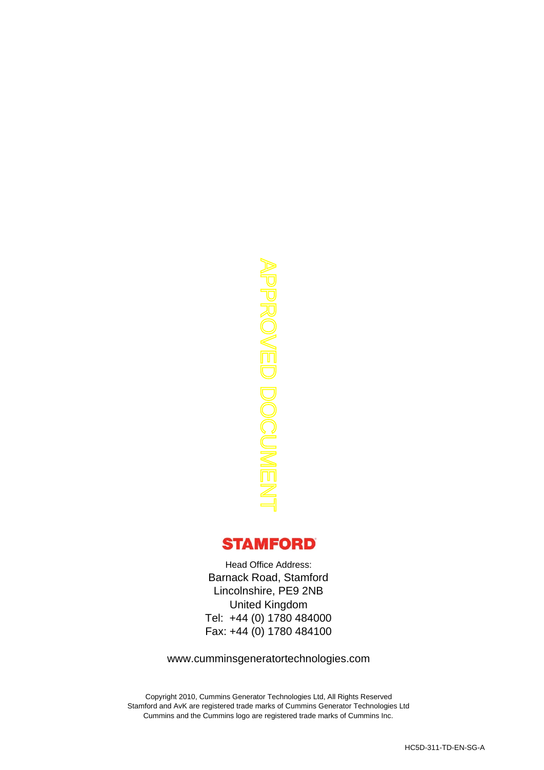APPROVED DOCUMENT

**STAMFORD**

Head Office Address:
Barnack Road, Stamford
Lincolnshire, PE9 2NB
United Kingdom
Tel: +44 (0) 1780 484000
Fax: +44 (0) 1780 484100

www.cumminsgeneratortechnologies.com

Copyright 2010, Cummins Generator Technologies Ltd, All Rights Reserved
Stamford and AvK are registered trade marks of Cummins Generator Technologies Ltd
Cummins and the Cummins logo are registered trade marks of Cummins Inc.

HC5D-311-TD-EN-SG-A